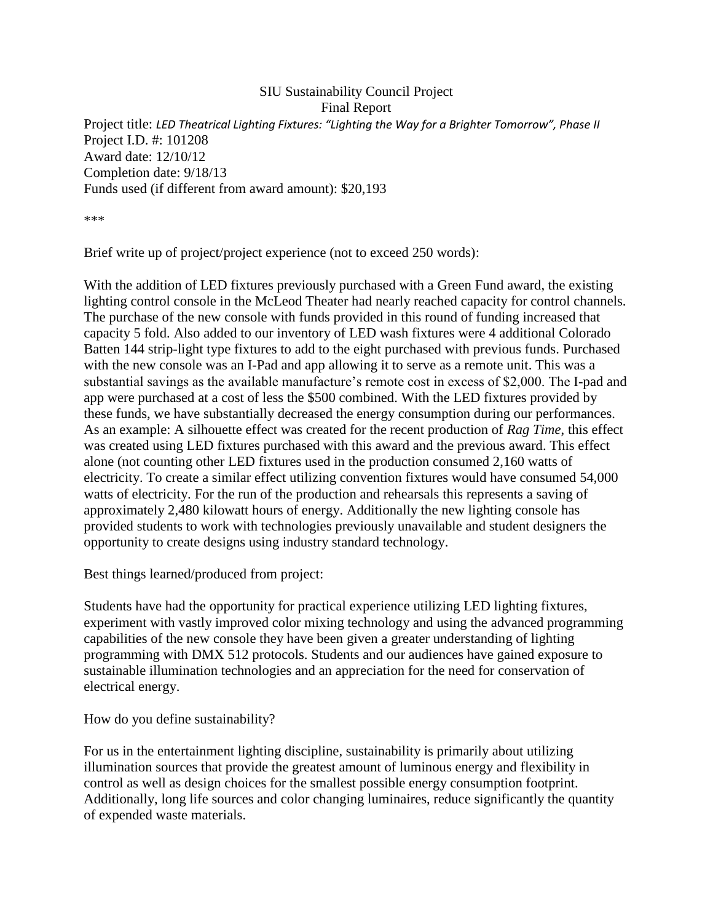SIU Sustainability Council Project
Final Report

Project title: *LED Theatrical Lighting Fixtures: "Lighting the Way for a Brighter Tomorrow", Phase II*
Project I.D. #: 101208
Award date: 12/10/12
Completion date: 9/18/13
Funds used (if different from award amount): $20,193

***

Brief write up of project/project experience (not to exceed 250 words):

With the addition of LED fixtures previously purchased with a Green Fund award, the existing lighting control console in the McLeod Theater had nearly reached capacity for control channels. The purchase of the new console with funds provided in this round of funding increased that capacity 5 fold. Also added to our inventory of LED wash fixtures were 4 additional Colorado Batten 144 strip-light type fixtures to add to the eight purchased with previous funds. Purchased with the new console was an I-Pad and app allowing it to serve as a remote unit. This was a substantial savings as the available manufacture's remote cost in excess of $2,000. The I-pad and app were purchased at a cost of less the $500 combined. With the LED fixtures provided by these funds, we have substantially decreased the energy consumption during our performances. As an example: A silhouette effect was created for the recent production of *Rag Time*, this effect was created using LED fixtures purchased with this award and the previous award. This effect alone (not counting other LED fixtures used in the production consumed 2,160 watts of electricity. To create a similar effect utilizing convention fixtures would have consumed 54,000 watts of electricity. For the run of the production and rehearsals this represents a saving of approximately 2,480 kilowatt hours of energy. Additionally the new lighting console has provided students to work with technologies previously unavailable and student designers the opportunity to create designs using industry standard technology.

Best things learned/produced from project:

Students have had the opportunity for practical experience utilizing LED lighting fixtures, experiment with vastly improved color mixing technology and using the advanced programming capabilities of the new console they have been given a greater understanding of lighting programming with DMX 512 protocols. Students and our audiences have gained exposure to sustainable illumination technologies and an appreciation for the need for conservation of electrical energy.

How do you define sustainability?

For us in the entertainment lighting discipline, sustainability is primarily about utilizing illumination sources that provide the greatest amount of luminous energy and flexibility in control as well as design choices for the smallest possible energy consumption footprint. Additionally, long life sources and color changing luminaires, reduce significantly the quantity of expended waste materials.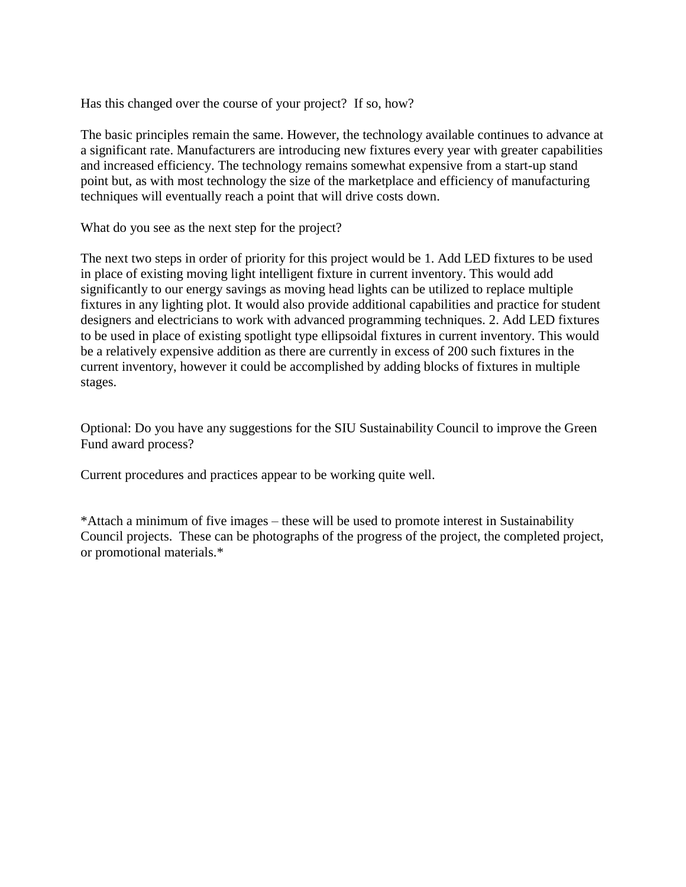Has this changed over the course of your project? If so, how?

The basic principles remain the same. However, the technology available continues to advance at a significant rate. Manufacturers are introducing new fixtures every year with greater capabilities and increased efficiency. The technology remains somewhat expensive from a start-up stand point but, as with most technology the size of the marketplace and efficiency of manufacturing techniques will eventually reach a point that will drive costs down.

What do you see as the next step for the project?

The next two steps in order of priority for this project would be 1. Add LED fixtures to be used in place of existing moving light intelligent fixture in current inventory. This would add significantly to our energy savings as moving head lights can be utilized to replace multiple fixtures in any lighting plot. It would also provide additional capabilities and practice for student designers and electricians to work with advanced programming techniques. 2. Add LED fixtures to be used in place of existing spotlight type ellipsoidal fixtures in current inventory. This would be a relatively expensive addition as there are currently in excess of 200 such fixtures in the current inventory, however it could be accomplished by adding blocks of fixtures in multiple stages.

Optional: Do you have any suggestions for the SIU Sustainability Council to improve the Green Fund award process?

Current procedures and practices appear to be working quite well.

*Attach a minimum of five images – these will be used to promote interest in Sustainability Council projects. These can be photographs of the progress of the project, the completed project, or promotional materials.*